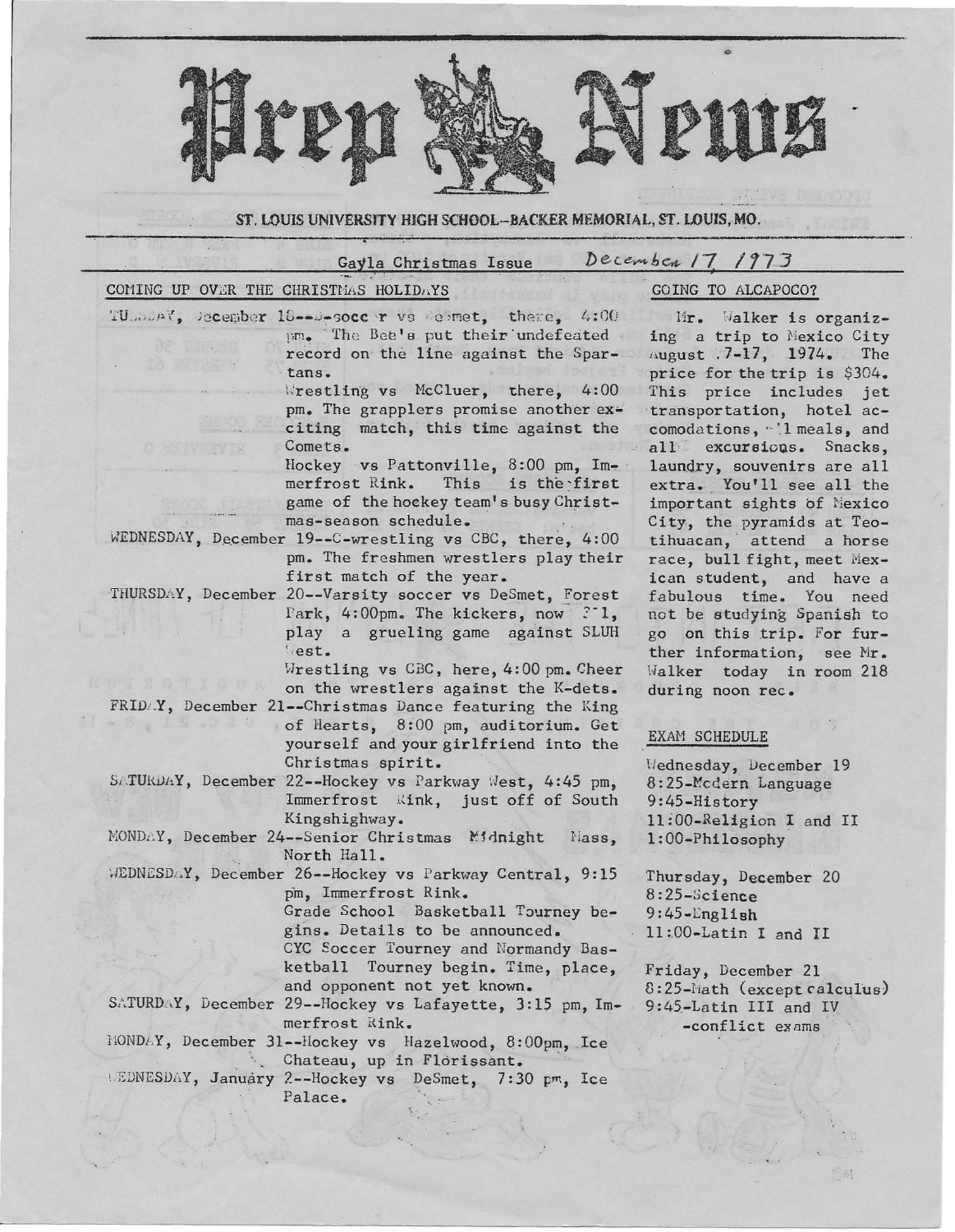# Prep News

ST. LOUIS UNIVERSITY HIGH SCHOOL–BACKER MEMORIAL, ST. LOUIS, MO.

Gayla Christmas Issue — December 17, 1973

## COMING UP OVER THE CHRISTMAS HOLIDAYS

TUESDAY, December 18--B-soccer vs DeSmet, there, 4:00 pm. The Bee's put their undefeated record on the line against the Spartans.

Wrestling vs McCluer, there, 4:00 pm. The grapplers promise another exciting match, this time against the Comets.

Hockey vs Pattonville, 8:00 pm, Immerfrost Rink. This is the first game of the hockey team's busy Christmas-season schedule.

WEDNESDAY, December 19--C-wrestling vs CBC, there, 4:00 pm. The freshmen wrestlers play their first match of the year.

THURSDAY, December 20--Varsity soccer vs DeSmet, Forest Park, 4:00pm. The kickers, now 7-1, play a grueling game against SLUH West.

Wrestling vs CBC, here, 4:00 pm. Cheer on the wrestlers against the K-dets.

FRIDAY, December 21--Christmas Dance featuring the King of Hearts, 8:00 pm, auditorium. Get yourself and your girlfriend into the Christmas spirit.

SATURDAY, December 22--Hockey vs Parkway West, 4:45 pm, Immerfrost Rink, just off of South Kingshighway.

MONDAY, December 24--Senior Christmas Midnight Mass, North Hall.

WEDNESDAY, December 26--Hockey vs Parkway Central, 9:15 pm, Immerfrost Rink.

Grade School Basketball Tourney begins. Details to be announced.

CYC Soccer Tourney and Normandy Basketball Tourney begin. Time, place, and opponent not yet known.

SATURDAY, December 29--Hockey vs Lafayette, 3:15 pm, Immerfrost Rink.

MONDAY, December 31--Hockey vs Hazelwood, 8:00pm, Ice Chateau, up in Florissant.

WEDNESDAY, January 2--Hockey vs DeSmet, 7:30 pm, Ice Palace.

## GOING TO ALCAPOCO?

Mr. Walker is organizing a trip to Mexico City August 7-17, 1974. The price for the trip is $304. This price includes jet transportation, hotel accomodations, all meals, and all excursions. Snacks, laundry, souvenirs are all extra. You'll see all the important sights of Mexico City, the pyramids at Teotihuacan, attend a horse race, bull fight, meet Mexican student, and have a fabulous time. You need not be studying Spanish to go on this trip. For further information, see Mr. Walker today in room 218 during noon rec.

## EXAM SCHEDULE

Wednesday, December 19
8:25-Modern Language
9:45-History
11:00-Religion I and II
1:00-Philosophy

Thursday, December 20
8:25-Science
9:45-English
11:00-Latin I and II

Friday, December 21
8:25-Math (except calculus)
9:45-Latin III and IV
-conflict exams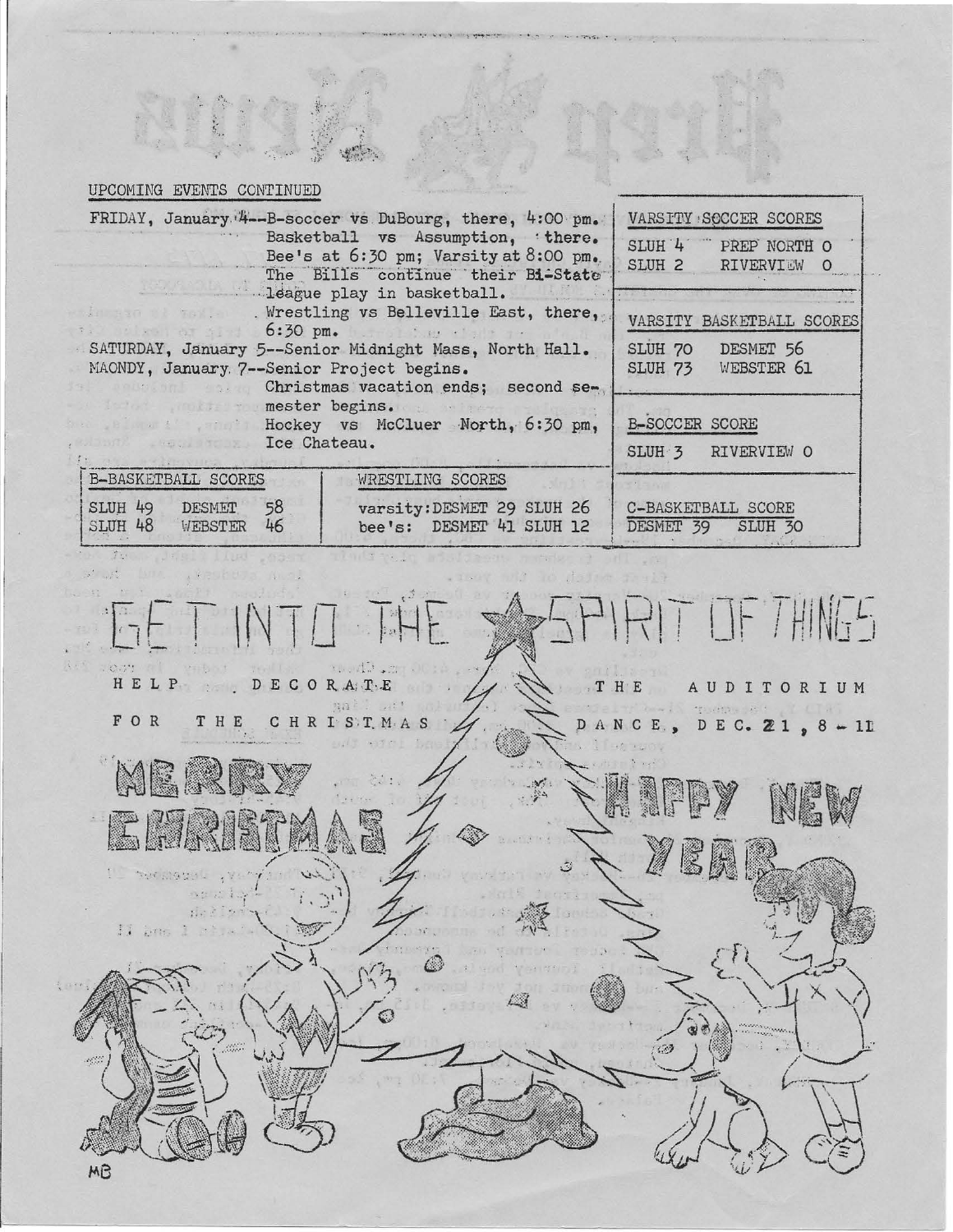## UPCOMING EVENTS CONTINUED

FRIDAY, January 4--B-soccer vs DuBourg, there, 4:00 pm.
Basketball vs Assumption, there. Bee's at 6:30 pm; Varsity at 8:00 pm. The Bills continue their Bi-State league play in basketball.
Wrestling vs Belleville East, there, 6:30 pm.

SATURDAY, January 5--Senior Midnight Mass, North Hall.

MAONDY, January 7--Senior Project begins.
Christmas vacation ends; second semester begins.
Hockey vs McCluer North, 6:30 pm, Ice Chateau.

**VARSITY SOCCER SCORES**

| | |
|---|---|
| SLUH 4 | PREP NORTH 0 |
| SLUH 2 | RIVERVIEW 0 |

**VARSITY BASKETBALL SCORES**

| | |
|---|---|
| SLUH 70 | DESMET 56 |
| SLUH 73 | WEBSTER 61 |

**B-SOCCER SCORE**

| | |
|---|---|
| SLUH 3 | RIVERVIEW 0 |

**B-BASKETBALL SCORES**

| | |
|---|---|
| SLUH 49 | DESMET 58 |
| SLUH 48 | WEBSTER 46 |

**WRESTLING SCORES**

varsity: DESMET 29 SLUH 26
bee's: DESMET 41 SLUH 12

**C-BASKETBALL SCORE**

| | |
|---|---|
| DESMET 39 | SLUH 30 |

# GET INTO THE SPIRIT OF THINGS

HELP DECORATE THE AUDITORIUM FOR THE CHRISTMAS DANCE, DEC. 21, 8 - 11

MERRY CHRISTMAS

HAPPY NEW YEAR

MB